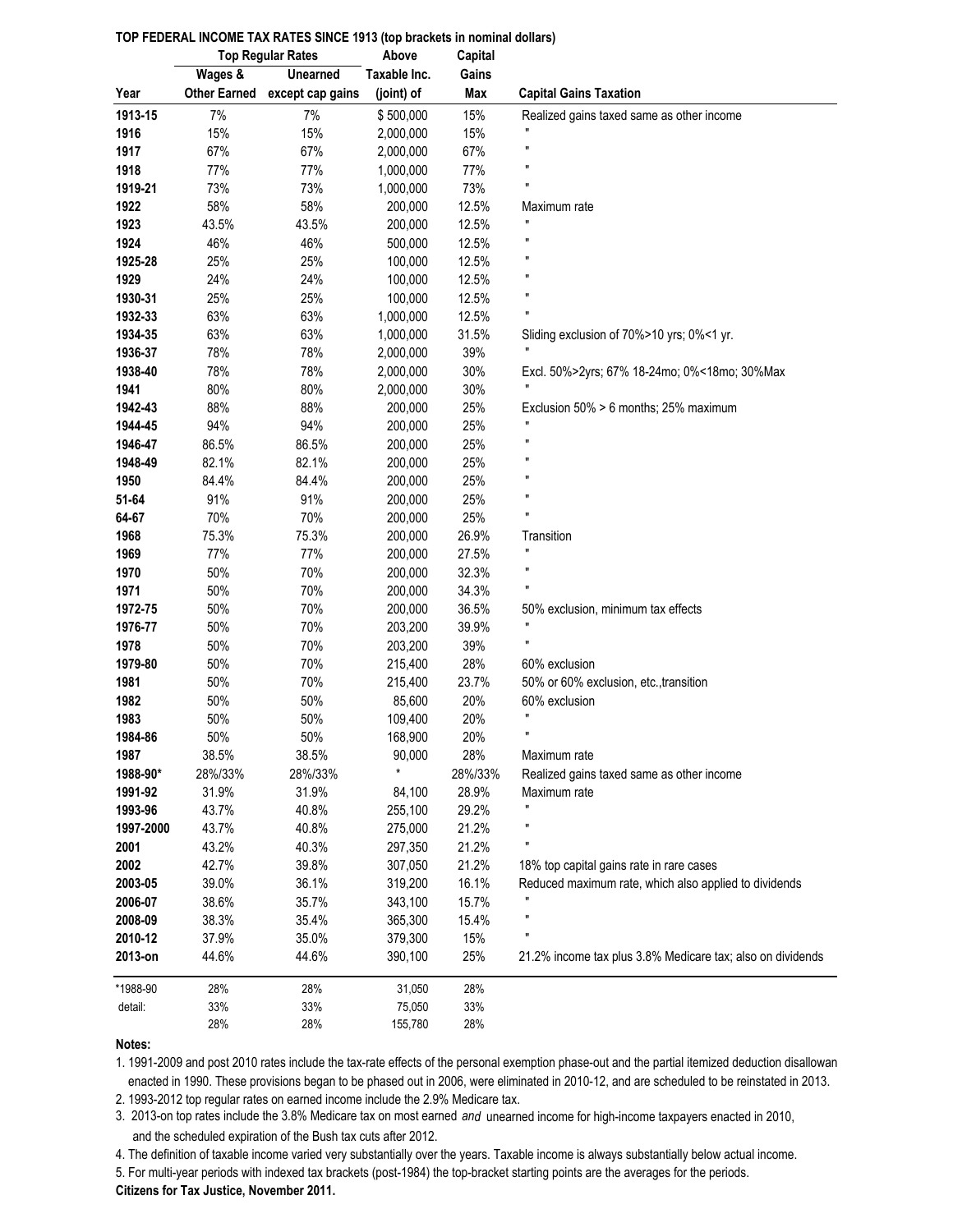**TOP FEDERAL INCOME TAX RATES SINCE 1913 (top brackets in nominal dollars)**

| | Top Regular Rates | | Above | Capital | |
|---|---|---|---|---|---|
| | Wages & | Unearned | Taxable Inc. | Gains | |
| Year | Other Earned | except cap gains | (joint) of | Max | Capital Gains Taxation |
| 1913-15 | 7% | 7% | $ 500,000 | 15% | Realized gains taxed same as other income |
| 1916 | 15% | 15% | 2,000,000 | 15% | " |
| 1917 | 67% | 67% | 2,000,000 | 67% | " |
| 1918 | 77% | 77% | 1,000,000 | 77% | " |
| 1919-21 | 73% | 73% | 1,000,000 | 73% | " |
| 1922 | 58% | 58% | 200,000 | 12.5% | Maximum rate |
| 1923 | 43.5% | 43.5% | 200,000 | 12.5% | " |
| 1924 | 46% | 46% | 500,000 | 12.5% | " |
| 1925-28 | 25% | 25% | 100,000 | 12.5% | " |
| 1929 | 24% | 24% | 100,000 | 12.5% | " |
| 1930-31 | 25% | 25% | 100,000 | 12.5% | " |
| 1932-33 | 63% | 63% | 1,000,000 | 12.5% | " |
| 1934-35 | 63% | 63% | 1,000,000 | 31.5% | Sliding exclusion of 70%>10 yrs; 0%<1 yr. |
| 1936-37 | 78% | 78% | 2,000,000 | 39% | " |
| 1938-40 | 78% | 78% | 2,000,000 | 30% | Excl. 50%>2yrs; 67% 18-24mo; 0%<18mo; 30%Max |
| 1941 | 80% | 80% | 2,000,000 | 30% | " |
| 1942-43 | 88% | 88% | 200,000 | 25% | Exclusion 50% > 6 months; 25% maximum |
| 1944-45 | 94% | 94% | 200,000 | 25% | " |
| 1946-47 | 86.5% | 86.5% | 200,000 | 25% | " |
| 1948-49 | 82.1% | 82.1% | 200,000 | 25% | " |
| 1950 | 84.4% | 84.4% | 200,000 | 25% | " |
| 51-64 | 91% | 91% | 200,000 | 25% | " |
| 64-67 | 70% | 70% | 200,000 | 25% | " |
| 1968 | 75.3% | 75.3% | 200,000 | 26.9% | Transition |
| 1969 | 77% | 77% | 200,000 | 27.5% | " |
| 1970 | 50% | 70% | 200,000 | 32.3% | " |
| 1971 | 50% | 70% | 200,000 | 34.3% | " |
| 1972-75 | 50% | 70% | 200,000 | 36.5% | 50% exclusion, minimum tax effects |
| 1976-77 | 50% | 70% | 203,200 | 39.9% | " |
| 1978 | 50% | 70% | 203,200 | 39% | " |
| 1979-80 | 50% | 70% | 215,400 | 28% | 60% exclusion |
| 1981 | 50% | 70% | 215,400 | 23.7% | 50% or 60% exclusion, etc.,transition |
| 1982 | 50% | 50% | 85,600 | 20% | 60% exclusion |
| 1983 | 50% | 50% | 109,400 | 20% | " |
| 1984-86 | 50% | 50% | 168,900 | 20% | " |
| 1987 | 38.5% | 38.5% | 90,000 | 28% | Maximum rate |
| 1988-90* | 28%/33% | 28%/33% | * | 28%/33% | Realized gains taxed same as other income |
| 1991-92 | 31.9% | 31.9% | 84,100 | 28.9% | Maximum rate |
| 1993-96 | 43.7% | 40.8% | 255,100 | 29.2% | " |
| 1997-2000 | 43.7% | 40.8% | 275,000 | 21.2% | " |
| 2001 | 43.2% | 40.3% | 297,350 | 21.2% | " |
| 2002 | 42.7% | 39.8% | 307,050 | 21.2% | 18% top capital gains rate in rare cases |
| 2003-05 | 39.0% | 36.1% | 319,200 | 16.1% | Reduced maximum rate, which also applied to dividends |
| 2006-07 | 38.6% | 35.7% | 343,100 | 15.7% | " |
| 2008-09 | 38.3% | 35.4% | 365,300 | 15.4% | " |
| 2010-12 | 37.9% | 35.0% | 379,300 | 15% | " |
| 2013-on | 44.6% | 44.6% | 390,100 | 25% | 21.2% income tax plus 3.8% Medicare tax; also on dividends |
| *1988-90 | 28% | 28% | 31,050 | 28% | |
| detail: | 33% | 33% | 75,050 | 33% | |
| | 28% | 28% | 155,780 | 28% | |

**Notes:**

1. 1991-2009 and post 2010 rates include the tax-rate effects of the personal exemption phase-out and the partial itemized deduction disallowan enacted in 1990. These provisions began to be phased out in 2006, were eliminated in 2010-12, and are scheduled to be reinstated in 2013.
2. 1993-2012 top regular rates on earned income include the 2.9% Medicare tax.
3. 2013-on top rates include the 3.8% Medicare tax on most earned *and* unearned income for high-income taxpayers enacted in 2010, and the scheduled expiration of the Bush tax cuts after 2012.
4. The definition of taxable income varied very substantially over the years. Taxable income is always substantially below actual income.
5. For multi-year periods with indexed tax brackets (post-1984) the top-bracket starting points are the averages for the periods.

**Citizens for Tax Justice, November 2011.**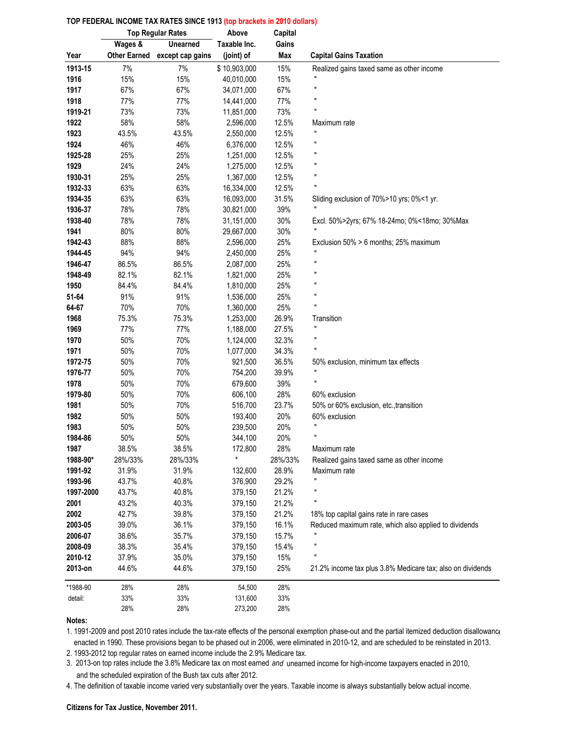**TOP FEDERAL INCOME TAX RATES SINCE 1913 (top brackets in 2010 dollars)**

| | Top Regular Rates | | Above | Capital | |
|---|---|---|---|---|---|
| | Wages & | Unearned | Taxable Inc. | Gains | |
| Year | Other Earned | except cap gains | (joint) of | Max | Capital Gains Taxation |
| **1913-15** | 7% | 7% | $ 10,903,000 | 15% | Realized gains taxed same as other income |
| **1916** | 15% | 15% | 40,010,000 | 15% | " |
| **1917** | 67% | 67% | 34,071,000 | 67% | " |
| **1918** | 77% | 77% | 14,441,000 | 77% | " |
| **1919-21** | 73% | 73% | 11,851,000 | 73% | " |
| **1922** | 58% | 58% | 2,596,000 | 12.5% | Maximum rate |
| **1923** | 43.5% | 43.5% | 2,550,000 | 12.5% | " |
| **1924** | 46% | 46% | 6,376,000 | 12.5% | " |
| **1925-28** | 25% | 25% | 1,251,000 | 12.5% | " |
| **1929** | 24% | 24% | 1,275,000 | 12.5% | " |
| **1930-31** | 25% | 25% | 1,367,000 | 12.5% | " |
| **1932-33** | 63% | 63% | 16,334,000 | 12.5% | " |
| **1934-35** | 63% | 63% | 16,093,000 | 31.5% | Sliding exclusion of 70%>10 yrs; 0%<1 yr. |
| **1936-37** | 78% | 78% | 30,821,000 | 39% | " |
| **1938-40** | 78% | 78% | 31,151,000 | 30% | Excl. 50%>2yrs; 67% 18-24mo; 0%<18mo; 30%Max |
| **1941** | 80% | 80% | 29,667,000 | 30% | " |
| **1942-43** | 88% | 88% | 2,596,000 | 25% | Exclusion 50% > 6 months; 25% maximum |
| **1944-45** | 94% | 94% | 2,450,000 | 25% | " |
| **1946-47** | 86.5% | 86.5% | 2,087,000 | 25% | " |
| **1948-49** | 82.1% | 82.1% | 1,821,000 | 25% | " |
| **1950** | 84.4% | 84.4% | 1,810,000 | 25% | " |
| **51-64** | 91% | 91% | 1,536,000 | 25% | " |
| **64-67** | 70% | 70% | 1,360,000 | 25% | " |
| **1968** | 75.3% | 75.3% | 1,253,000 | 26.9% | Transition |
| **1969** | 77% | 77% | 1,188,000 | 27.5% | " |
| **1970** | 50% | 70% | 1,124,000 | 32.3% | " |
| **1971** | 50% | 70% | 1,077,000 | 34.3% | " |
| **1972-75** | 50% | 70% | 921,500 | 36.5% | 50% exclusion, minimum tax effects |
| **1976-77** | 50% | 70% | 754,200 | 39.9% | " |
| **1978** | 50% | 70% | 679,600 | 39% | " |
| **1979-80** | 50% | 70% | 606,100 | 28% | 60% exclusion |
| **1981** | 50% | 70% | 516,700 | 23.7% | 50% or 60% exclusion, etc.,transition |
| **1982** | 50% | 50% | 193,400 | 20% | 60% exclusion |
| **1983** | 50% | 50% | 239,500 | 20% | " |
| **1984-86** | 50% | 50% | 344,100 | 20% | " |
| **1987** | 38.5% | 38.5% | 172,800 | 28% | Maximum rate |
| **1988-90*** | 28%/33% | 28%/33% | * | 28%/33% | Realized gains taxed same as other income |
| **1991-92** | 31.9% | 31.9% | 132,600 | 28.9% | Maximum rate |
| **1993-96** | 43.7% | 40.8% | 376,900 | 29.2% | " |
| **1997-2000** | 43.7% | 40.8% | 379,150 | 21.2% | " |
| **2001** | 43.2% | 40.3% | 379,150 | 21.2% | " |
| **2002** | 42.7% | 39.8% | 379,150 | 21.2% | 18% top capital gains rate in rare cases |
| **2003-05** | 39.0% | 36.1% | 379,150 | 16.1% | Reduced maximum rate, which also applied to dividends |
| **2006-07** | 38.6% | 35.7% | 379,150 | 15.7% | " |
| **2008-09** | 38.3% | 35.4% | 379,150 | 15.4% | " |
| **2010-12** | 37.9% | 35.0% | 379,150 | 15% | " |
| **2013-on** | 44.6% | 44.6% | 379,150 | 25% | 21.2% income tax plus 3.8% Medicare tax; also on dividends |
| *1988-90 | 28% | 28% | 54,500 | 28% | |
| detail: | 33% | 33% | 131,600 | 33% | |
| | 28% | 28% | 273,200 | 28% | |

**Notes:**

1. 1991-2009 and post 2010 rates include the tax-rate effects of the personal exemption phase-out and the partial itemized deduction disallowance enacted in 1990. These provisions began to be phased out in 2006, were eliminated in 2010-12, and are scheduled to be reinstated in 2013.
2. 1993-2012 top regular rates on earned income include the 2.9% Medicare tax.
3. 2013-on top rates include the 3.8% Medicare tax on most earned *and* unearned income for high-income taxpayers enacted in 2010, and the scheduled expiration of the Bush tax cuts after 2012.
4. The definition of taxable income varied very substantially over the years. Taxable income is always substantially below actual income.

**Citizens for Tax Justice, November 2011.**